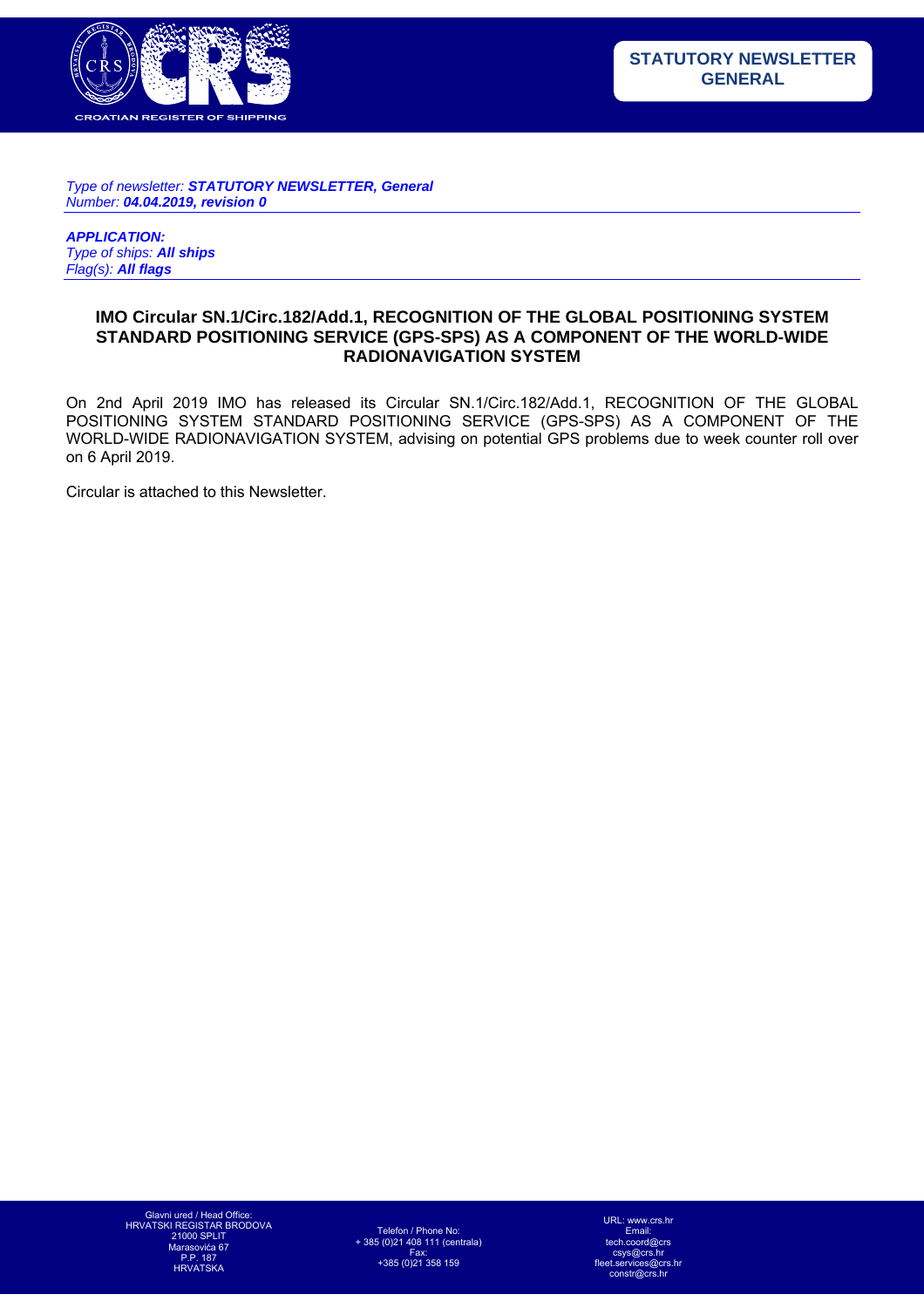**STATUTORY NEWSLETTER GENERAL**

*Type of newsletter:* ***STATUTORY NEWSLETTER, General***
*Number:* ***04.04.2019, revision 0***

***APPLICATION:***
*Type of ships:* ***All ships***
*Flag(s):* ***All flags***

## IMO Circular SN.1/Circ.182/Add.1, RECOGNITION OF THE GLOBAL POSITIONING SYSTEM STANDARD POSITIONING SERVICE (GPS-SPS) AS A COMPONENT OF THE WORLD-WIDE RADIONAVIGATION SYSTEM

On 2nd April 2019 IMO has released its Circular SN.1/Circ.182/Add.1, RECOGNITION OF THE GLOBAL POSITIONING SYSTEM STANDARD POSITIONING SERVICE (GPS-SPS) AS A COMPONENT OF THE WORLD-WIDE RADIONAVIGATION SYSTEM, advising on potential GPS problems due to week counter roll over on 6 April 2019.

Circular is attached to this Newsletter.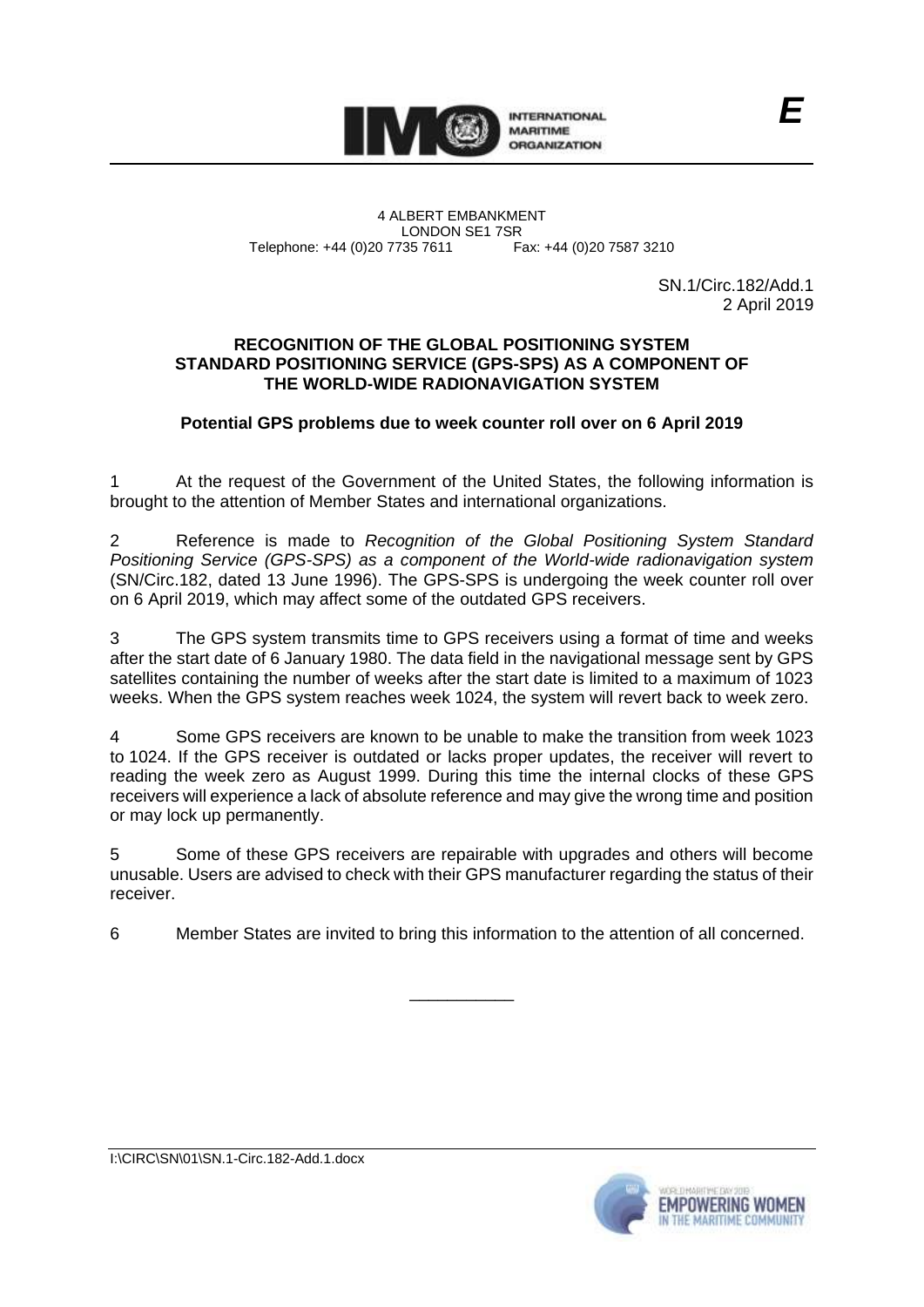4 ALBERT EMBANKMENT
LONDON SE1 7SR
Telephone: +44 (0)20 7735 7611 Fax: +44 (0)20 7587 3210

SN.1/Circ.182/Add.1
2 April 2019

**RECOGNITION OF THE GLOBAL POSITIONING SYSTEM STANDARD POSITIONING SERVICE (GPS-SPS) AS A COMPONENT OF THE WORLD-WIDE RADIONAVIGATION SYSTEM**

**Potential GPS problems due to week counter roll over on 6 April 2019**

1 At the request of the Government of the United States, the following information is brought to the attention of Member States and international organizations.

2 Reference is made to *Recognition of the Global Positioning System Standard Positioning Service (GPS-SPS) as a component of the World-wide radionavigation system* (SN/Circ.182, dated 13 June 1996). The GPS-SPS is undergoing the week counter roll over on 6 April 2019, which may affect some of the outdated GPS receivers.

3 The GPS system transmits time to GPS receivers using a format of time and weeks after the start date of 6 January 1980. The data field in the navigational message sent by GPS satellites containing the number of weeks after the start date is limited to a maximum of 1023 weeks. When the GPS system reaches week 1024, the system will revert back to week zero.

4 Some GPS receivers are known to be unable to make the transition from week 1023 to 1024. If the GPS receiver is outdated or lacks proper updates, the receiver will revert to reading the week zero as August 1999. During this time the internal clocks of these GPS receivers will experience a lack of absolute reference and may give the wrong time and position or may lock up permanently.

5 Some of these GPS receivers are repairable with upgrades and others will become unusable. Users are advised to check with their GPS manufacturer regarding the status of their receiver.

6 Member States are invited to bring this information to the attention of all concerned.

___________